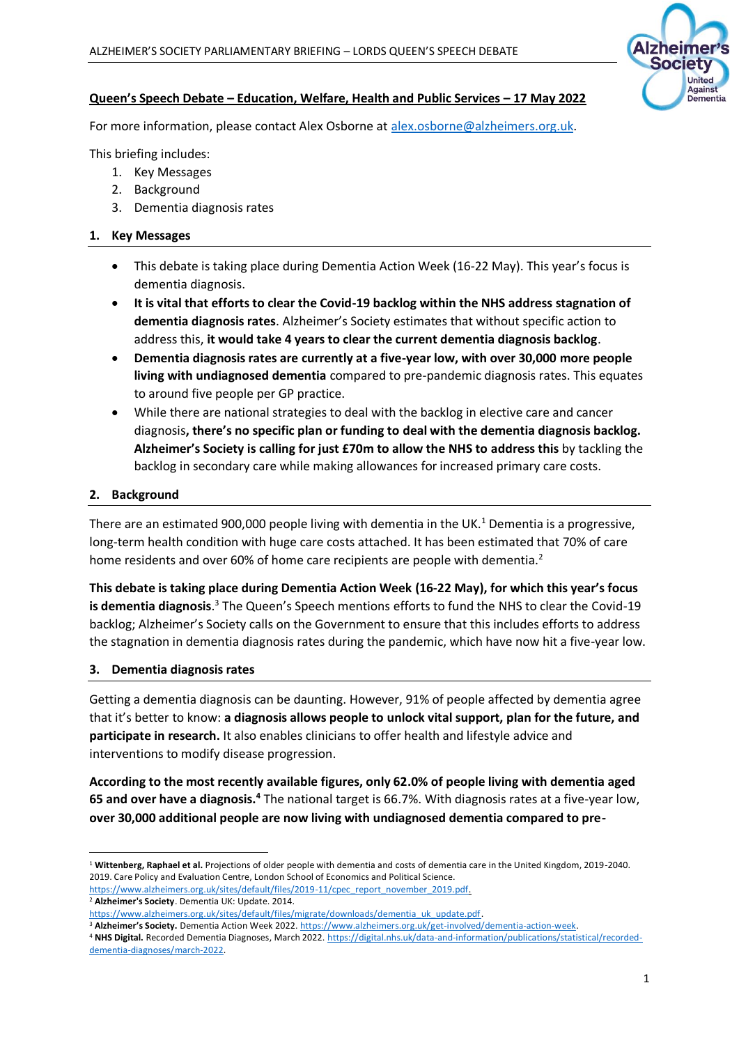## Queen's Speech Debate – Education, Welfare, Health and Public Services – 17 May 2022

For more information, please contact Alex Osborne at [alex.osborne@alzheimers.org.uk](mailto:alex.osborne@alzheimers.org.uk).

This briefing includes:

1. Key Messages
2. Background
3. Dementia diagnosis rates

### 1. Key Messages

- This debate is taking place during Dementia Action Week (16-22 May). This year's focus is dementia diagnosis.
- **It is vital that efforts to clear the Covid-19 backlog within the NHS address stagnation of dementia diagnosis rates**. Alzheimer's Society estimates that without specific action to address this, **it would take 4 years to clear the current dementia diagnosis backlog**.
- **Dementia diagnosis rates are currently at a five-year low, with over 30,000 more people living with undiagnosed dementia** compared to pre-pandemic diagnosis rates. This equates to around five people per GP practice.
- While there are national strategies to deal with the backlog in elective care and cancer diagnosis**, there's no specific plan or funding to deal with the dementia diagnosis backlog. Alzheimer's Society is calling for just £70m to allow the NHS to address this** by tackling the backlog in secondary care while making allowances for increased primary care costs.

### 2. Background

There are an estimated 900,000 people living with dementia in the UK.[1] Dementia is a progressive, long-term health condition with huge care costs attached. It has been estimated that 70% of care home residents and over 60% of home care recipients are people with dementia.[2]

**This debate is taking place during Dementia Action Week (16-22 May), for which this year's focus is dementia diagnosis**.[3] The Queen's Speech mentions efforts to fund the NHS to clear the Covid-19 backlog; Alzheimer's Society calls on the Government to ensure that this includes efforts to address the stagnation in dementia diagnosis rates during the pandemic, which have now hit a five-year low.

### 3. Dementia diagnosis rates

Getting a dementia diagnosis can be daunting. However, 91% of people affected by dementia agree that it's better to know: **a diagnosis allows people to unlock vital support, plan for the future, and participate in research.** It also enables clinicians to offer health and lifestyle advice and interventions to modify disease progression.

**According to the most recently available figures, only 62.0% of people living with dementia aged 65 and over have a diagnosis.[4]** The national target is 66.7%. With diagnosis rates at a five-year low, **over 30,000 additional people are now living with undiagnosed dementia compared to pre-**

---

[1] **Wittenberg, Raphael et al.** Projections of older people with dementia and costs of dementia care in the United Kingdom, 2019-2040. 2019. Care Policy and Evaluation Centre, London School of Economics and Political Science. https://www.alzheimers.org.uk/sites/default/files/2019-11/cpec_report_november_2019.pdf.

[2] **Alzheimer's Society**. Dementia UK: Update. 2014. https://www.alzheimers.org.uk/sites/default/files/migrate/downloads/dementia_uk_update.pdf.

[3] **Alzheimer's Society.** Dementia Action Week 2022. https://www.alzheimers.org.uk/get-involved/dementia-action-week.

[4] **NHS Digital.** Recorded Dementia Diagnoses, March 2022. https://digital.nhs.uk/data-and-information/publications/statistical/recorded-dementia-diagnoses/march-2022.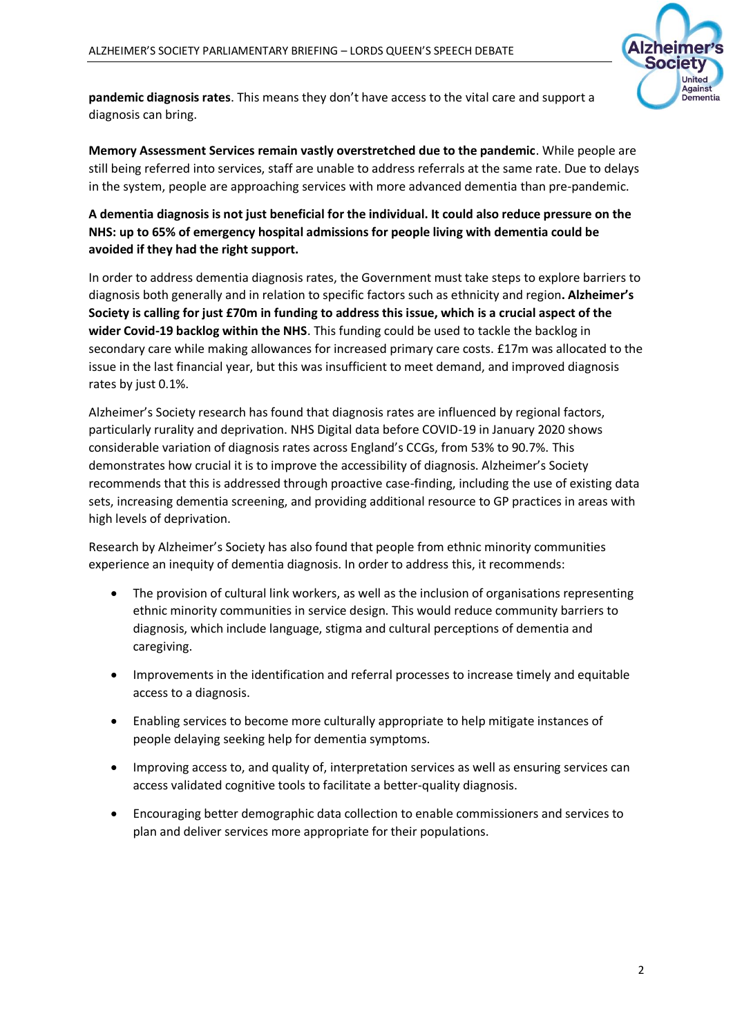**pandemic diagnosis rates**. This means they don't have access to the vital care and support a diagnosis can bring.

**Memory Assessment Services remain vastly overstretched due to the pandemic**. While people are still being referred into services, staff are unable to address referrals at the same rate. Due to delays in the system, people are approaching services with more advanced dementia than pre-pandemic.

**A dementia diagnosis is not just beneficial for the individual. It could also reduce pressure on the NHS: up to 65% of emergency hospital admissions for people living with dementia could be avoided if they had the right support.**

In order to address dementia diagnosis rates, the Government must take steps to explore barriers to diagnosis both generally and in relation to specific factors such as ethnicity and region**. Alzheimer's Society is calling for just £70m in funding to address this issue, which is a crucial aspect of the wider Covid-19 backlog within the NHS**. This funding could be used to tackle the backlog in secondary care while making allowances for increased primary care costs. £17m was allocated to the issue in the last financial year, but this was insufficient to meet demand, and improved diagnosis rates by just 0.1%.

Alzheimer's Society research has found that diagnosis rates are influenced by regional factors, particularly rurality and deprivation. NHS Digital data before COVID-19 in January 2020 shows considerable variation of diagnosis rates across England's CCGs, from 53% to 90.7%. This demonstrates how crucial it is to improve the accessibility of diagnosis. Alzheimer's Society recommends that this is addressed through proactive case-finding, including the use of existing data sets, increasing dementia screening, and providing additional resource to GP practices in areas with high levels of deprivation.

Research by Alzheimer's Society has also found that people from ethnic minority communities experience an inequity of dementia diagnosis. In order to address this, it recommends:

- The provision of cultural link workers, as well as the inclusion of organisations representing ethnic minority communities in service design. This would reduce community barriers to diagnosis, which include language, stigma and cultural perceptions of dementia and caregiving.
- Improvements in the identification and referral processes to increase timely and equitable access to a diagnosis.
- Enabling services to become more culturally appropriate to help mitigate instances of people delaying seeking help for dementia symptoms.
- Improving access to, and quality of, interpretation services as well as ensuring services can access validated cognitive tools to facilitate a better-quality diagnosis.
- Encouraging better demographic data collection to enable commissioners and services to plan and deliver services more appropriate for their populations.